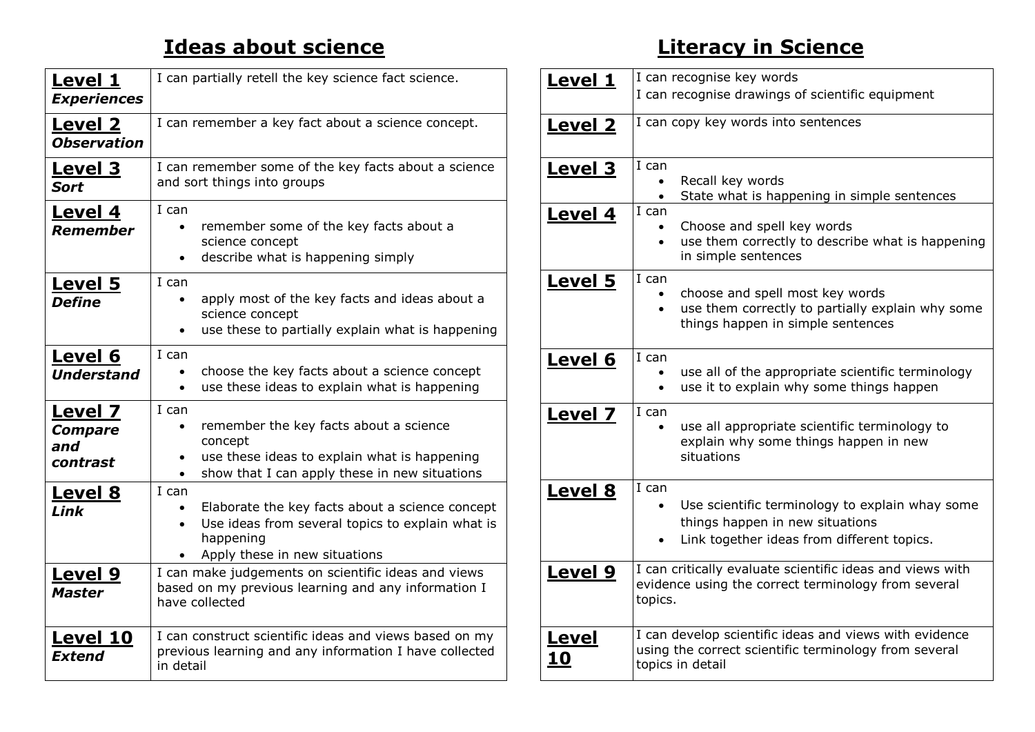## Ideas about science

| | |
|---|---|
| **Level 1** *Experiences* | I can partially retell the key science fact science. |
| **Level 2** *Observation* | I can remember a key fact about a science concept. |
| **Level 3** *Sort* | I can remember some of the key facts about a science and sort things into groups |
| **Level 4** *Remember* | I can<br>• remember some of the key facts about a science concept<br>• describe what is happening simply |
| **Level 5** *Define* | I can<br>• apply most of the key facts and ideas about a science concept<br>• use these to partially explain what is happening |
| **Level 6** *Understand* | I can<br>• choose the key facts about a science concept<br>• use these ideas to explain what is happening |
| **Level 7** *Compare and contrast* | I can<br>• remember the key facts about a science concept<br>• use these ideas to explain what is happening<br>• show that I can apply these in new situations |
| **Level 8** *Link* | I can<br>• Elaborate the key facts about a science concept<br>• Use ideas from several topics to explain what is happening<br>• Apply these in new situations |
| **Level 9** *Master* | I can make judgements on scientific ideas and views based on my previous learning and any information I have collected |
| **Level 10** *Extend* | I can construct scientific ideas and views based on my previous learning and any information I have collected in detail |

## Literacy in Science

| | |
|---|---|
| **Level 1** | I can recognise key words<br>I can recognise drawings of scientific equipment |
| **Level 2** | I can copy key words into sentences |
| **Level 3** | I can<br>• Recall key words<br>• State what is happening in simple sentences |
| **Level 4** | I can<br>• Choose and spell key words<br>• use them correctly to describe what is happening in simple sentences |
| **Level 5** | I can<br>• choose and spell most key words<br>• use them correctly to partially explain why some things happen in simple sentences |
| **Level 6** | I can<br>• use all of the appropriate scientific terminology<br>• use it to explain why some things happen |
| **Level 7** | I can<br>• use all appropriate scientific terminology to explain why some things happen in new situations |
| **Level 8** | I can<br>• Use scientific terminology to explain whay some things happen in new situations<br>• Link together ideas from different topics. |
| **Level 9** | I can critically evaluate scientific ideas and views with evidence using the correct terminology from several topics. |
| **Level 10** | I can develop scientific ideas and views with evidence using the correct scientific terminology from several topics in detail |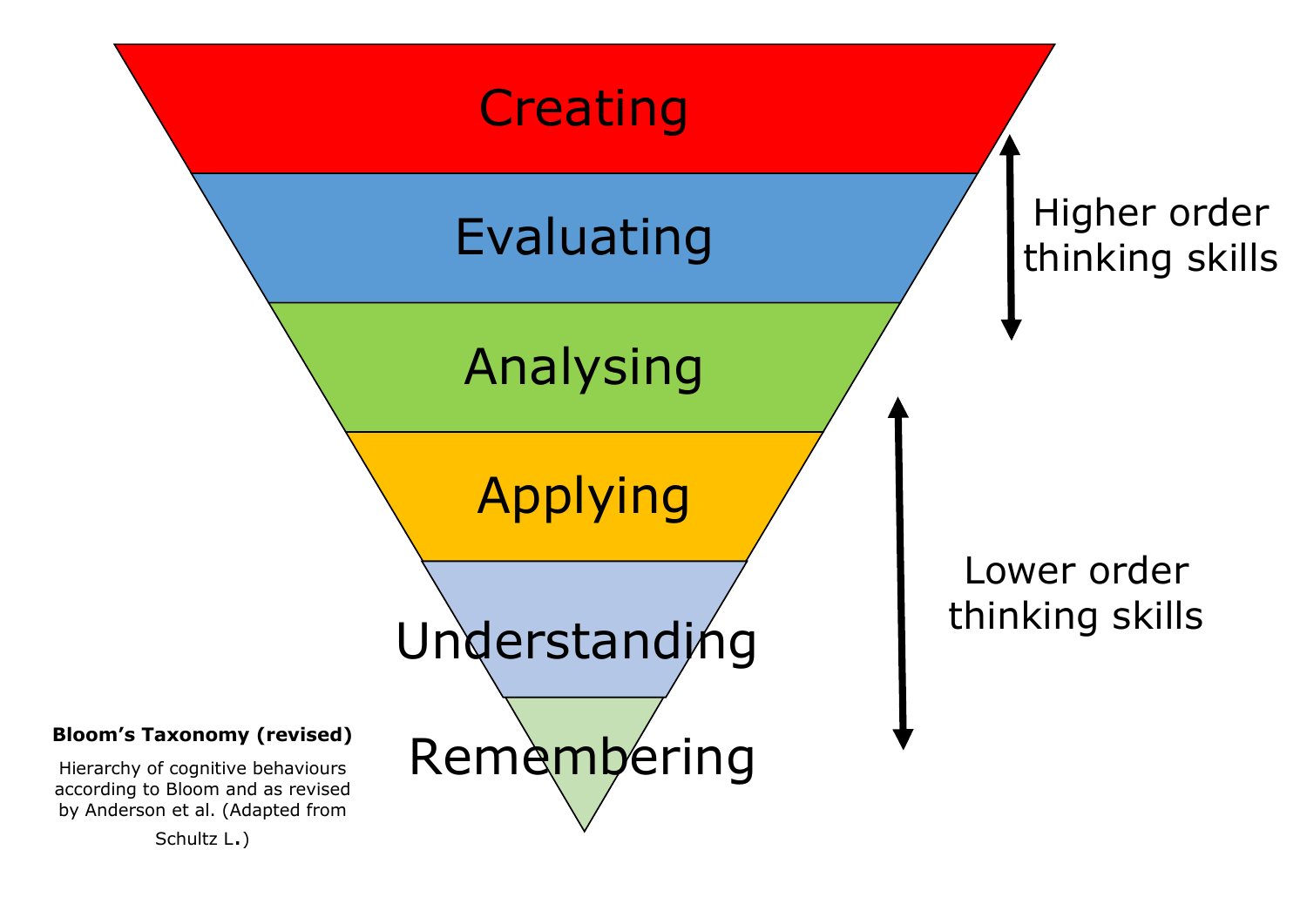Creating

Evaluating

Analysing

Applying

Understanding

Remembering

Higher order thinking skills

Lower order thinking skills

**Bloom's Taxonomy (revised)**

Hierarchy of cognitive behaviours according to Bloom and as revised by Anderson et al. (Adapted from Schultz L.)